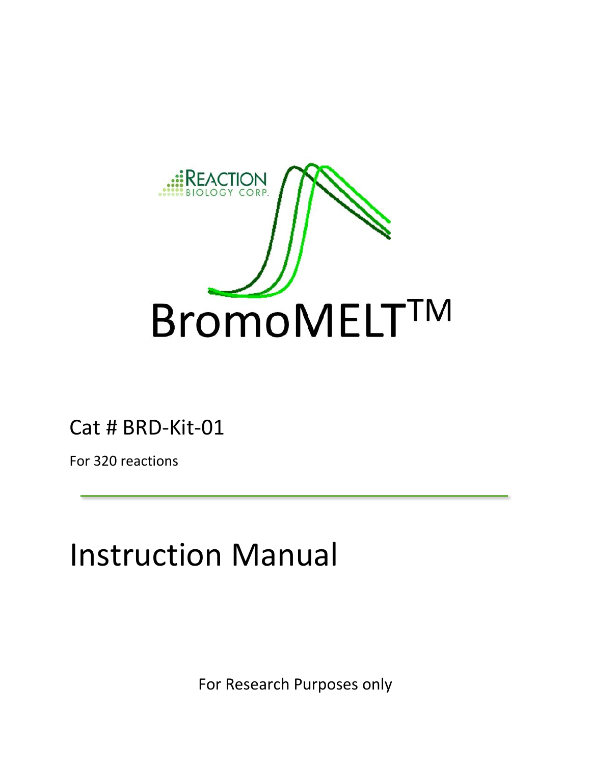REACTION BIOLOGY CORP.

# BromoMELT™

## Cat # BRD-Kit-01

For 320 reactions

---

# Instruction Manual

For Research Purposes only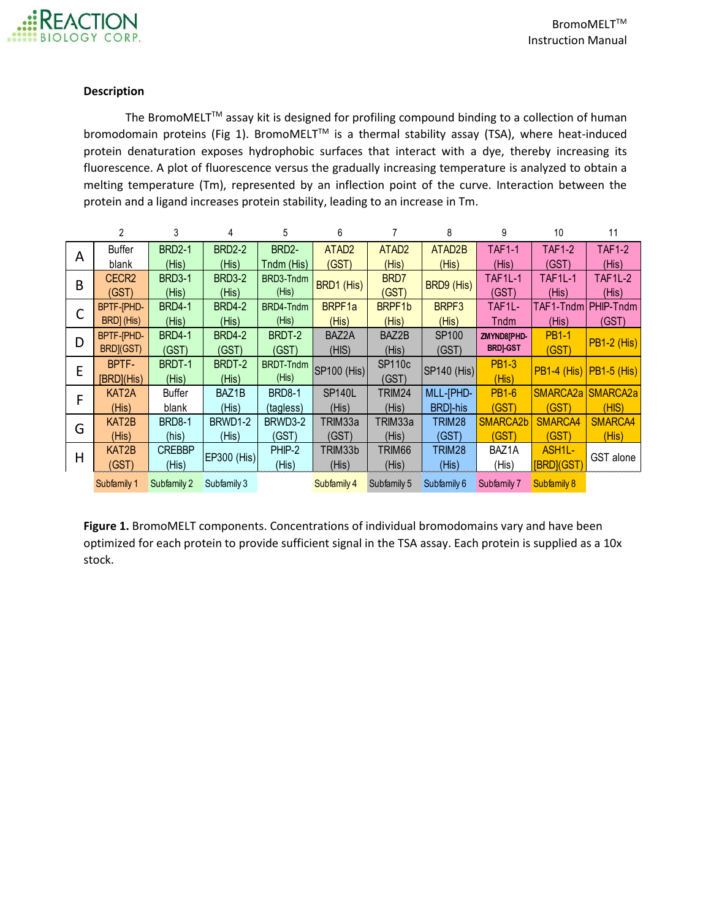### Description

The BromoMELT™ assay kit is designed for profiling compound binding to a collection of human bromodomain proteins (Fig 1). BromoMELT™ is a thermal stability assay (TSA), where heat-induced protein denaturation exposes hydrophobic surfaces that interact with a dye, thereby increasing its fluorescence. A plot of fluorescence versus the gradually increasing temperature is analyzed to obtain a melting temperature (Tm), represented by an inflection point of the curve. Interaction between the protein and a ligand increases protein stability, leading to an increase in Tm.

| | 2 | 3 | 4 | 5 | 6 | 7 | 8 | 9 | 10 | 11 |
|---|---|---|---|---|---|---|---|---|---|---|
| A | Buffer blank | BRD2-1 (His) | BRD2-2 (His) | BRD2-Tndm (His) | ATAD2 (GST) | ATAD2 (His) | ATAD2B (His) | TAF1-1 (His) | TAF1-2 (GST) | TAF1-2 (His) |
| B | CECR2 (GST) | BRD3-1 (His) | BRD3-2 (His) | BRD3-Tndm (His) | BRD1 (His) | BRD7 (GST) | BRD9 (His) | TAF1L-1 (GST) | TAF1L-1 (His) | TAF1L-2 (His) |
| C | BPTF-[PHD-BRD] (His) | BRD4-1 (His) | BRD4-2 (His) | BRD4-Tndm (His) | BRPF1a (His) | BRPF1b (His) | BRPF3 (His) | TAF1L-Tndm | TAF1-Tndm (His) | PHIP-Tndm (GST) |
| D | BPTF-[PHD-BRD](GST) | BRD4-1 (GST) | BRD4-2 (GST) | BRDT-2 (GST) | BAZ2A (HIS) | BAZ2B (His) | SP100 (GST) | ZMYND8[PHD-BRD]-GST | PB1-1 (GST) | PB1-2 (His) |
| E | BPTF-[BRD](His) | BRDT-1 (His) | BRDT-2 (His) | BRDT-Tndm (His) | SP100 (His) | SP110c (GST) | SP140 (His) | PB1-3 (His) | PB1-4 (His) | PB1-5 (His) |
| F | KAT2A (His) | Buffer blank | BAZ1B (His) | BRD8-1 (tagless) | SP140L (His) | TRIM24 (His) | MLL-[PHD-BRD]-his | PB1-6 (GST) | SMARCA2a (GST) | SMARCA2a (HIS) |
| G | KAT2B (His) | BRD8-1 (his) | BRWD1-2 (His) | BRWD3-2 (GST) | TRIM33a (GST) | TRIM33a (His) | TRIM28 (GST) | SMARCA2b (GST) | SMARCA4 (GST) | SMARCA4 (His) |
| H | KAT2B (GST) | CREBBP (His) | EP300 (His) | PHIP-2 (His) | TRIM33b (His) | TRIM66 (His) | TRIM28 (His) | BAZ1A (His) | ASH1L-[BRD](GST) | GST alone |
| | Subfamily 1 | Subfamily 2 | Subfamily 3 | | Subfamily 4 | Subfamily 5 | Subfamily 6 | Subfamily 7 | Subfamily 8 | |

**Figure 1.** BromoMELT components. Concentrations of individual bromodomains vary and have been optimized for each protein to provide sufficient signal in the TSA assay. Each protein is supplied as a 10x stock.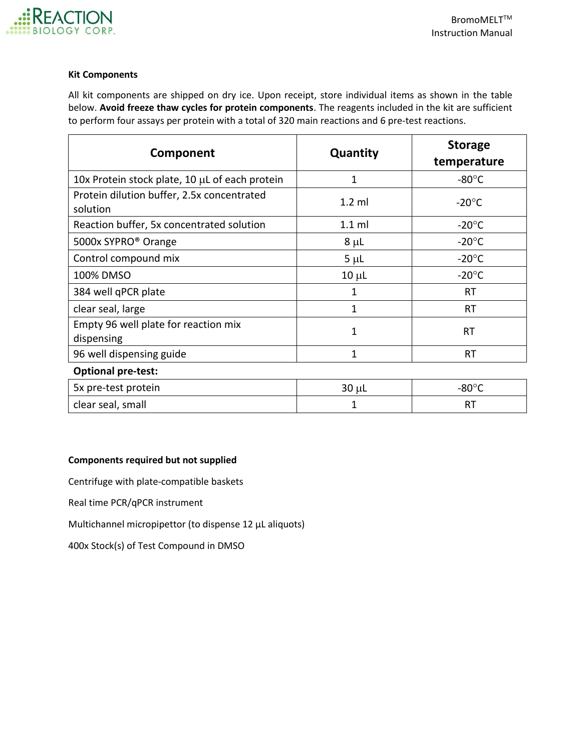**Kit Components**

All kit components are shipped on dry ice. Upon receipt, store individual items as shown in the table below. **Avoid freeze thaw cycles for protein components**. The reagents included in the kit are sufficient to perform four assays per protein with a total of 320 main reactions and 6 pre-test reactions.

| Component | Quantity | Storage temperature |
|---|---|---|
| 10x Protein stock plate, 10 μL of each protein | 1 | -80°C |
| Protein dilution buffer, 2.5x concentrated solution | 1.2 ml | -20°C |
| Reaction buffer, 5x concentrated solution | 1.1 ml | -20°C |
| 5000x SYPRO® Orange | 8 μL | -20°C |
| Control compound mix | 5 μL | -20°C |
| 100% DMSO | 10 μL | -20°C |
| 384 well qPCR plate | 1 | RT |
| clear seal, large | 1 | RT |
| Empty 96 well plate for reaction mix dispensing | 1 | RT |
| 96 well dispensing guide | 1 | RT |
| **Optional pre-test:** | | |
| 5x pre-test protein | 30 μL | -80°C |
| clear seal, small | 1 | RT |

**Components required but not supplied**

Centrifuge with plate-compatible baskets

Real time PCR/qPCR instrument

Multichannel micropipettor (to dispense 12 μL aliquots)

400x Stock(s) of Test Compound in DMSO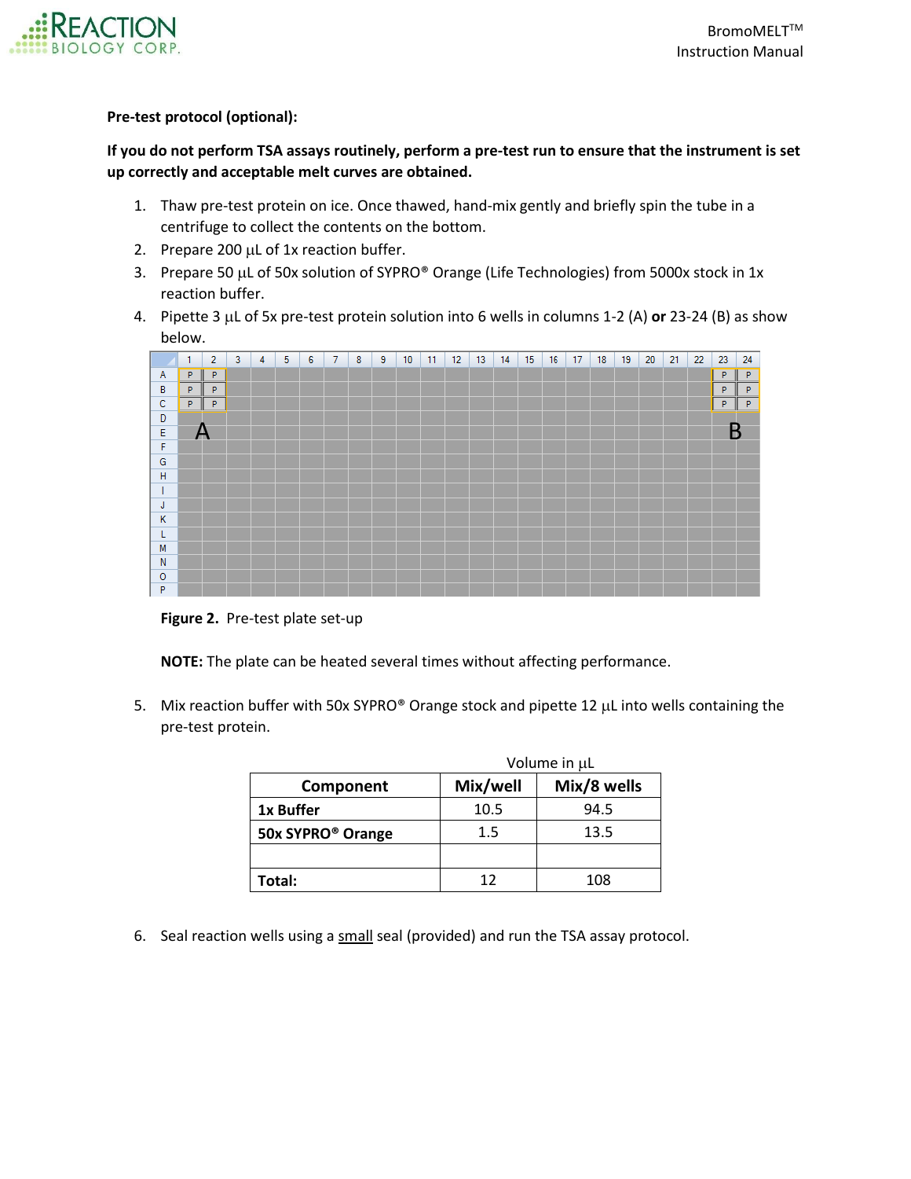**Pre-test protocol (optional):**

**If you do not perform TSA assays routinely, perform a pre-test run to ensure that the instrument is set up correctly and acceptable melt curves are obtained.**

1. Thaw pre-test protein on ice. Once thawed, hand-mix gently and briefly spin the tube in a centrifuge to collect the contents on the bottom.
2. Prepare 200 µL of 1x reaction buffer.
3. Prepare 50 µL of 50x solution of SYPRO® Orange (Life Technologies) from 5000x stock in 1x reaction buffer.
4. Pipette 3 µL of 5x pre-test protein solution into 6 wells in columns 1-2 (A) **or** 23-24 (B) as show below.

| | 1 | 2 | 3 | 4 | 5 | 6 | 7 | 8 | 9 | 10 | 11 | 12 | 13 | 14 | 15 | 16 | 17 | 18 | 19 | 20 | 21 | 22 | 23 | 24 |
|---|---|---|---|---|---|---|---|---|---|---|---|---|---|---|---|---|---|---|---|---|---|---|---|---|
| A | P | P | | | | | | | | | | | | | | | | | | | | | P | P |
| B | P | P | | | | | | | | | | | | | | | | | | | | | P | P |
| C | P | P | | | | | | | | | | | | | | | | | | | | | P | P |
| D | | | | | | | | | | | | | | | | | | | | | | | | |
| E | A | | | | | | | | | | | | | | | | | | | | | | B | |
| F | | | | | | | | | | | | | | | | | | | | | | | | |
| G | | | | | | | | | | | | | | | | | | | | | | | | |
| H | | | | | | | | | | | | | | | | | | | | | | | | |
| I | | | | | | | | | | | | | | | | | | | | | | | | |
| J | | | | | | | | | | | | | | | | | | | | | | | | |
| K | | | | | | | | | | | | | | | | | | | | | | | | |
| L | | | | | | | | | | | | | | | | | | | | | | | | |
| M | | | | | | | | | | | | | | | | | | | | | | | | |
| N | | | | | | | | | | | | | | | | | | | | | | | | |
| O | | | | | | | | | | | | | | | | | | | | | | | | |
| P | | | | | | | | | | | | | | | | | | | | | | | | |

**Figure 2.** Pre-test plate set-up

**NOTE:** The plate can be heated several times without affecting performance.

5. Mix reaction buffer with 50x SYPRO® Orange stock and pipette 12 µL into wells containing the pre-test protein.

| | Volume in µL | |
|---|---|---|
| **Component** | **Mix/well** | **Mix/8 wells** |
| **1x Buffer** | 10.5 | 94.5 |
| **50x SYPRO® Orange** | 1.5 | 13.5 |
| | | |
| **Total:** | 12 | 108 |

6. Seal reaction wells using a small seal (provided) and run the TSA assay protocol.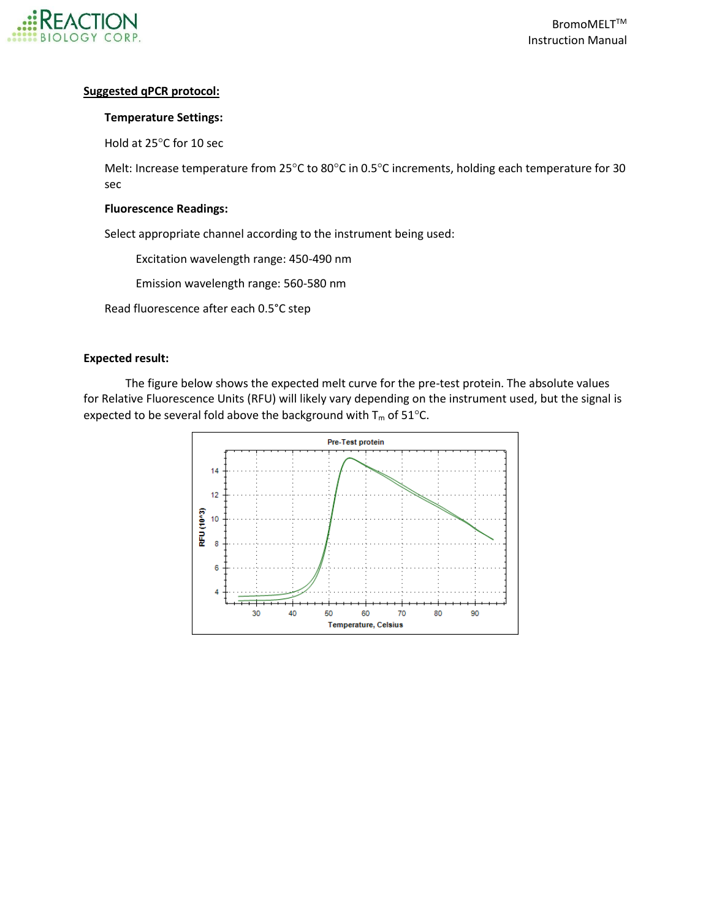**Suggested qPCR protocol:**

**Temperature Settings:**

Hold at 25°C for 10 sec

Melt: Increase temperature from 25°C to 80°C in 0.5°C increments, holding each temperature for 30 sec

**Fluorescence Readings:**

Select appropriate channel according to the instrument being used:

Excitation wavelength range: 450-490 nm

Emission wavelength range: 560-580 nm

Read fluorescence after each 0.5°C step

**Expected result:**

The figure below shows the expected melt curve for the pre-test protein. The absolute values for Relative Fluorescence Units (RFU) will likely vary depending on the instrument used, but the signal is expected to be several fold above the background with $T_m$ of 51°C.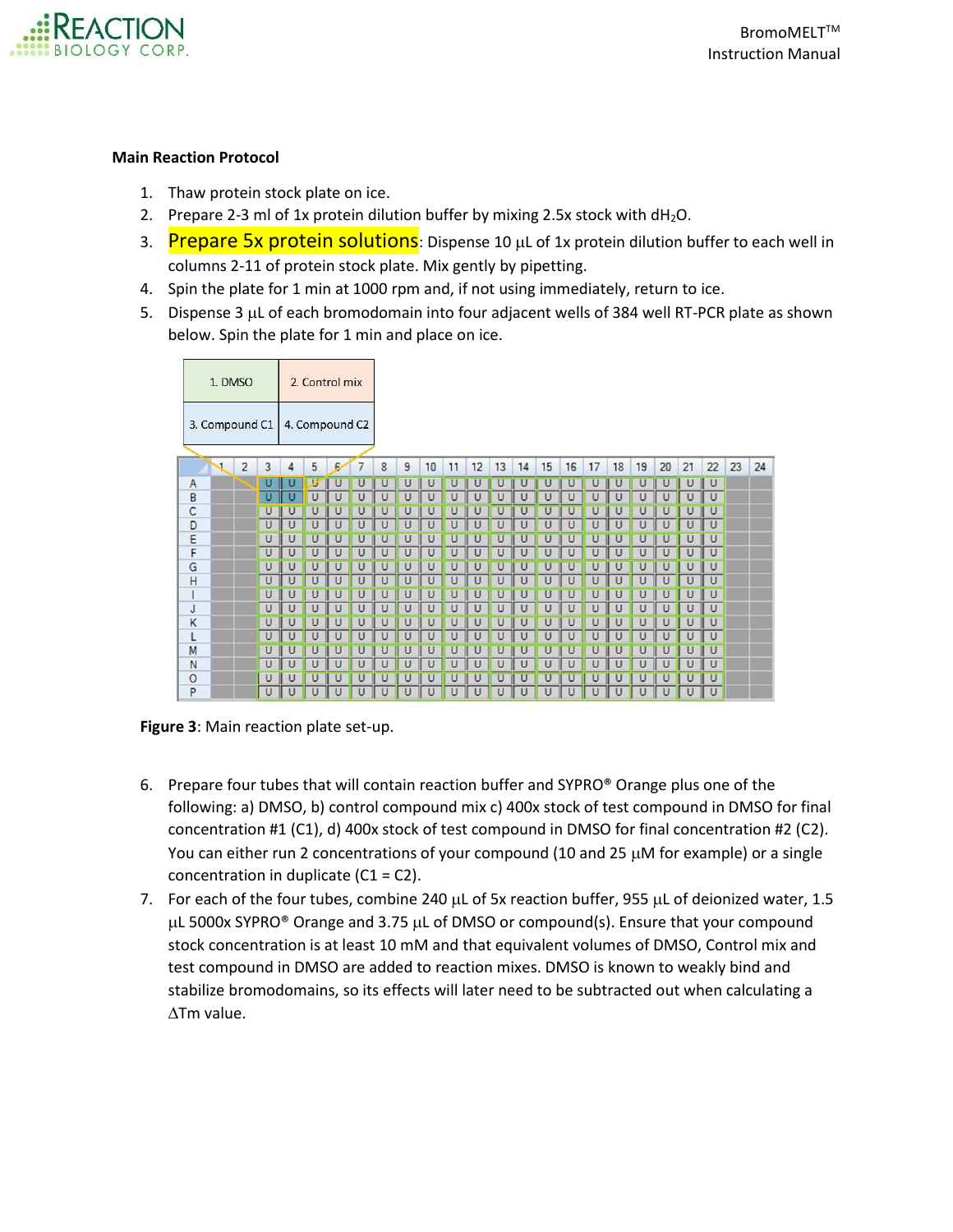**Main Reaction Protocol**

1. Thaw protein stock plate on ice.
2. Prepare 2-3 ml of 1x protein dilution buffer by mixing 2.5x stock with $dH_2O$.
3. Prepare 5x protein solutions: Dispense 10 μL of 1x protein dilution buffer to each well in columns 2-11 of protein stock plate. Mix gently by pipetting.
4. Spin the plate for 1 min at 1000 rpm and, if not using immediately, return to ice.
5. Dispense 3 μL of each bromodomain into four adjacent wells of 384 well RT-PCR plate as shown below. Spin the plate for 1 min and place on ice.

| 1. DMSO | 2. Control mix |
|---|---|
| 3. Compound C1 | 4. Compound C2 |

**Figure 3**: Main reaction plate set-up.

6. Prepare four tubes that will contain reaction buffer and SYPRO® Orange plus one of the following: a) DMSO, b) control compound mix c) 400x stock of test compound in DMSO for final concentration #1 (C1), d) 400x stock of test compound in DMSO for final concentration #2 (C2). You can either run 2 concentrations of your compound (10 and 25 μM for example) or a single concentration in duplicate (C1 = C2).
7. For each of the four tubes, combine 240 μL of 5x reaction buffer, 955 μL of deionized water, 1.5 μL 5000x SYPRO® Orange and 3.75 μL of DMSO or compound(s). Ensure that your compound stock concentration is at least 10 mM and that equivalent volumes of DMSO, Control mix and test compound in DMSO are added to reaction mixes. DMSO is known to weakly bind and stabilize bromodomains, so its effects will later need to be subtracted out when calculating a ΔTm value.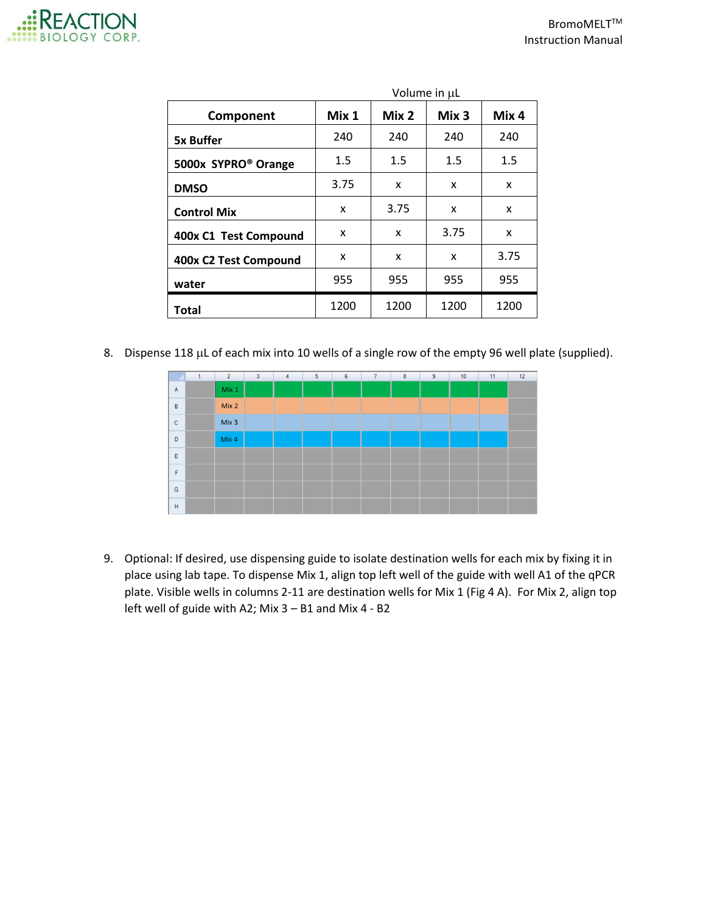| Component | Mix 1 | Mix 2 | Mix 3 | Mix 4 |
|---|---|---|---|---|
| | Volume in µL | | | |
| 5x Buffer | 240 | 240 | 240 | 240 |
| 5000x SYPRO® Orange | 1.5 | 1.5 | 1.5 | 1.5 |
| DMSO | 3.75 | x | x | x |
| Control Mix | x | 3.75 | x | x |
| 400x C1 Test Compound | x | x | 3.75 | x |
| 400x C2 Test Compound | x | x | x | 3.75 |
| water | 955 | 955 | 955 | 955 |
| Total | 1200 | 1200 | 1200 | 1200 |

8. Dispense 118 µL of each mix into 10 wells of a single row of the empty 96 well plate (supplied).

| | 1 | 2 | 3 | 4 | 5 | 6 | 7 | 8 | 9 | 10 | 11 | 12 |
|---|---|---|---|---|---|---|---|---|---|---|---|---|
| A | | Mix 1 | | | | | | | | | | |
| B | | Mix 2 | | | | | | | | | | |
| C | | Mix 3 | | | | | | | | | | |
| D | | Mix 4 | | | | | | | | | | |
| E | | | | | | | | | | | | |
| F | | | | | | | | | | | | |
| G | | | | | | | | | | | | |
| H | | | | | | | | | | | | |

9. Optional: If desired, use dispensing guide to isolate destination wells for each mix by fixing it in place using lab tape. To dispense Mix 1, align top left well of the guide with well A1 of the qPCR plate. Visible wells in columns 2-11 are destination wells for Mix 1 (Fig 4 A). For Mix 2, align top left well of guide with A2; Mix 3 – B1 and Mix 4 - B2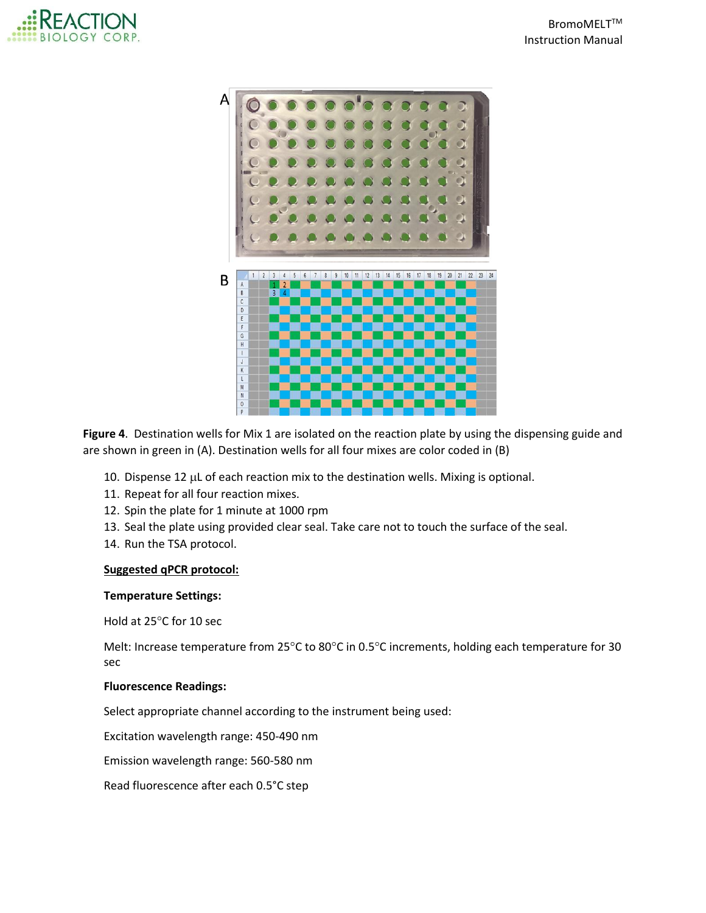**Figure 4**. Destination wells for Mix 1 are isolated on the reaction plate by using the dispensing guide and are shown in green in (A). Destination wells for all four mixes are color coded in (B)

10. Dispense 12 μL of each reaction mix to the destination wells. Mixing is optional.
11. Repeat for all four reaction mixes.
12. Spin the plate for 1 minute at 1000 rpm
13. Seal the plate using provided clear seal. Take care not to touch the surface of the seal.
14. Run the TSA protocol.

**Suggested qPCR protocol:**

**Temperature Settings:**

Hold at 25°C for 10 sec

Melt: Increase temperature from 25°C to 80°C in 0.5°C increments, holding each temperature for 30 sec

**Fluorescence Readings:**

Select appropriate channel according to the instrument being used:

Excitation wavelength range: 450-490 nm

Emission wavelength range: 560-580 nm

Read fluorescence after each 0.5°C step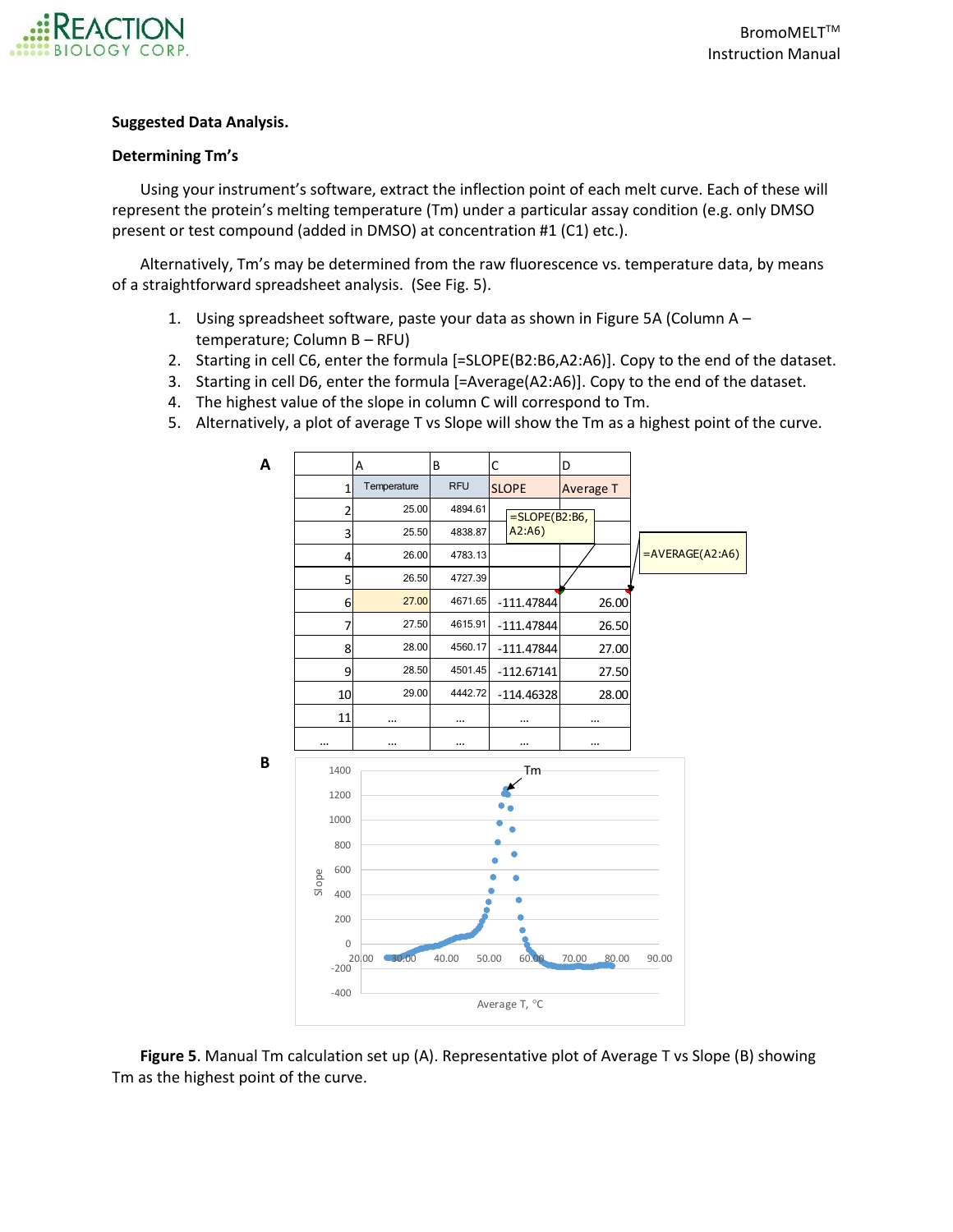**Suggested Data Analysis.**

**Determining Tm's**

Using your instrument's software, extract the inflection point of each melt curve. Each of these will represent the protein's melting temperature (Tm) under a particular assay condition (e.g. only DMSO present or test compound (added in DMSO) at concentration #1 (C1) etc.).

Alternatively, Tm's may be determined from the raw fluorescence vs. temperature data, by means of a straightforward spreadsheet analysis. (See Fig. 5).

1. Using spreadsheet software, paste your data as shown in Figure 5A (Column A – temperature; Column B – RFU)
2. Starting in cell C6, enter the formula [=SLOPE(B2:B6,A2:A6)]. Copy to the end of the dataset.
3. Starting in cell D6, enter the formula [=Average(A2:A6)]. Copy to the end of the dataset.
4. The highest value of the slope in column C will correspond to Tm.
5. Alternatively, a plot of average T vs Slope will show the Tm as a highest point of the curve.

**A**

| | A | B | C | D |
|---|---|---|---|---|
| 1 | Temperature | RFU | SLOPE | Average T |
| 2 | 25.00 | 4894.61 | | |
| 3 | 25.50 | 4838.87 | | |
| 4 | 26.00 | 4783.13 | | |
| 5 | 26.50 | 4727.39 | | |
| 6 | 27.00 | 4671.65 | -111.47844 | 26.00 |
| 7 | 27.50 | 4615.91 | -111.47844 | 26.50 |
| 8 | 28.00 | 4560.17 | -111.47844 | 27.00 |
| 9 | 28.50 | 4501.45 | -112.67141 | 27.50 |
| 10 | 29.00 | 4442.72 | -114.46328 | 28.00 |
| 11 | … | … | … | … |
| … | … | … | … | … |

=SLOPE(B2:B6, A2:A6)

=AVERAGE(A2:A6)

**B**

**Figure 5**. Manual Tm calculation set up (A). Representative plot of Average T vs Slope (B) showing Tm as the highest point of the curve.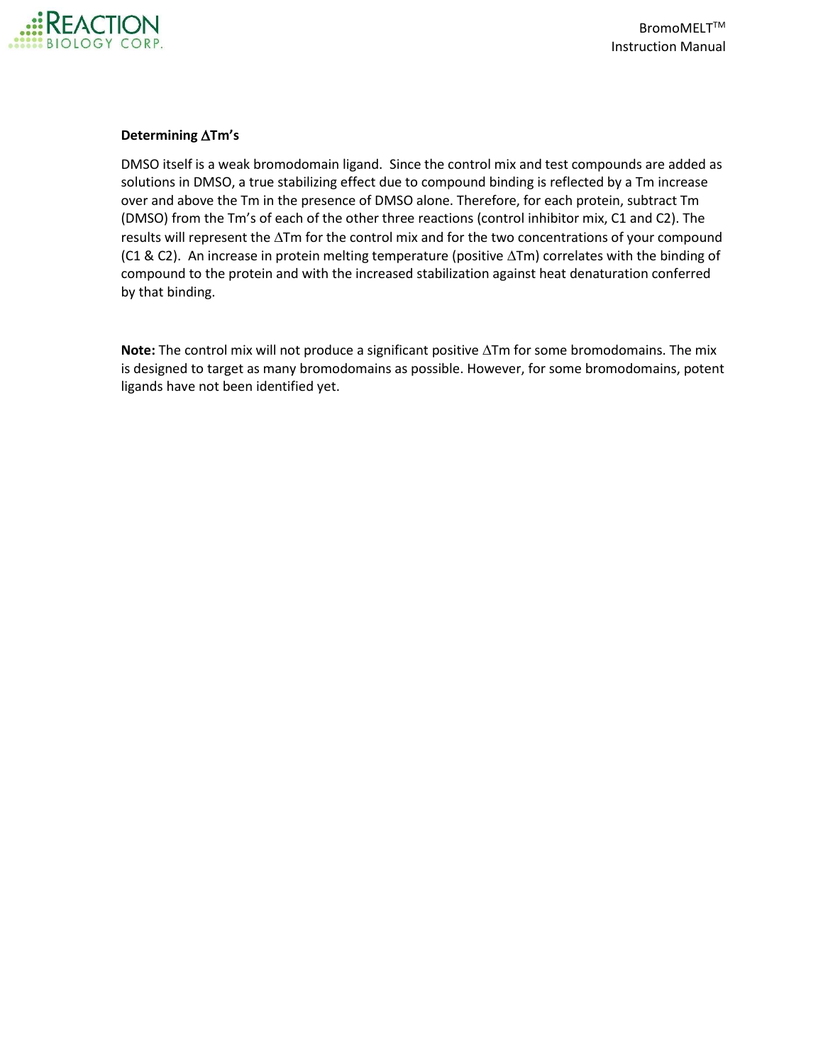### Determining ∆Tm's

DMSO itself is a weak bromodomain ligand. Since the control mix and test compounds are added as solutions in DMSO, a true stabilizing effect due to compound binding is reflected by a Tm increase over and above the Tm in the presence of DMSO alone. Therefore, for each protein, subtract Tm (DMSO) from the Tm's of each of the other three reactions (control inhibitor mix, C1 and C2). The results will represent the ∆Tm for the control mix and for the two concentrations of your compound (C1 & C2). An increase in protein melting temperature (positive ∆Tm) correlates with the binding of compound to the protein and with the increased stabilization against heat denaturation conferred by that binding.

**Note:** The control mix will not produce a significant positive ∆Tm for some bromodomains. The mix is designed to target as many bromodomains as possible. However, for some bromodomains, potent ligands have not been identified yet.